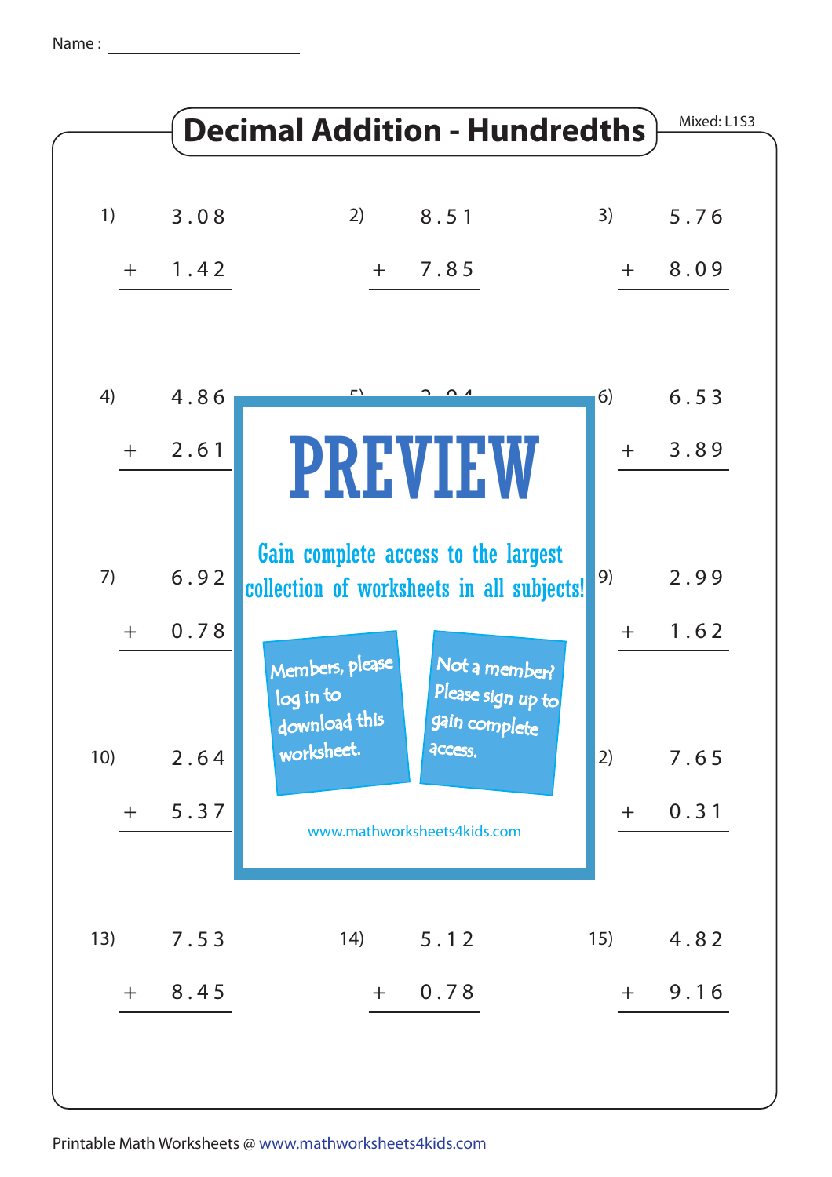Name : ____________________

# Decimal Addition - Hundredths

Mixed: L1S3

1) $3.08 + 1.42$

2) $8.51 + 7.85$

3) $5.76 + 8.09$

4) $4.86 + 2.61$

5) $2.04$ ...

6) $6.53 + 3.89$

7) $6.92 + 0.78$

9) $2.99 + 1.62$

10) $2.64 + 5.37$

12) $7.65 + 0.31$

13) $7.53 + 8.45$

14) $5.12 + 0.78$

15) $4.82 + 9.16$

PREVIEW

Gain complete access to the largest collection of worksheets in all subjects!

Members, please log in to download this worksheet.

Not a member? Please sign up to gain complete access.

www.mathworksheets4kids.com

Printable Math Worksheets @ www.mathworksheets4kids.com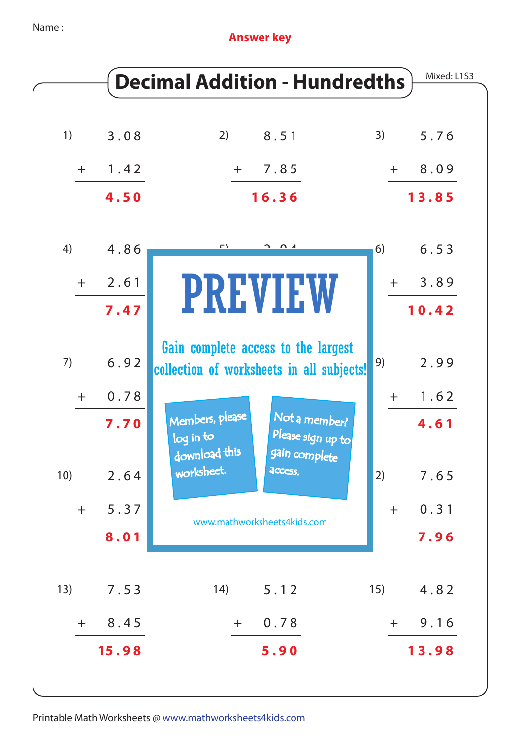Name : ____________________

**Answer key**

# Decimal Addition - Hundredths

Mixed: L1S3

1) $3.08 + 1.42 = $ **4.50**

2) $8.51 + 7.85 = $ **16.36**

3) $5.76 + 8.09 = $ **13.85**

4) $4.86 + 2.61 = $ **7.47**

5) 2.04 ...

6) $6.53 + 3.89 = $ **10.42**

7) $6.92 + 0.78 = $ **7.70**

9) $2.99 + 1.62 = $ **4.61**

10) $2.64 + 5.37 = $ **8.01**

12) $7.65 + 0.31 = $ **7.96**

13) $7.53 + 8.45 = $ **15.98**

14) $5.12 + 0.78 = $ **5.90**

15) $4.82 + 9.16 = $ **13.98**

PREVIEW

Gain complete access to the largest collection of worksheets in all subjects!

Members, please log in to download this worksheet.

Not a member? Please sign up to gain complete access.

www.mathworksheets4kids.com

Printable Math Worksheets @ www.mathworksheets4kids.com